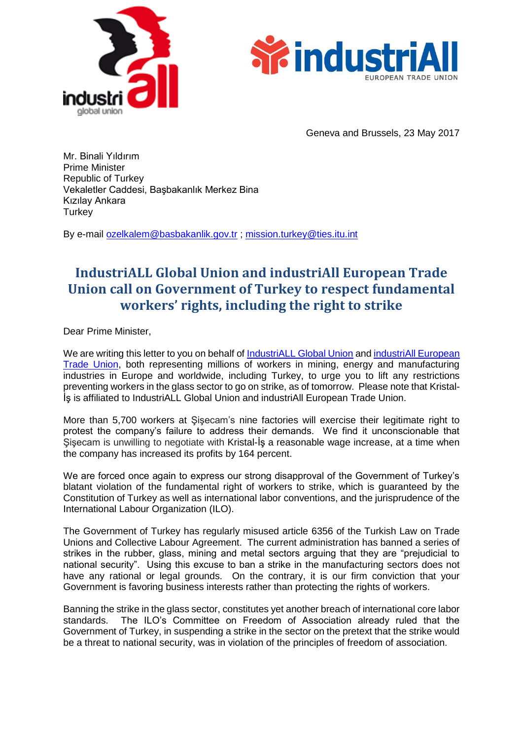Geneva and Brussels, 23 May 2017

Mr. Binali Yıldırım
Prime Minister
Republic of Turkey
Vekaletler Caddesi, Başbakanlık Merkez Bina
Kızılay Ankara
Turkey

By e-mail ozelkalem@basbakanlik.gov.tr ; mission.turkey@ties.itu.int

# IndustriALL Global Union and industriAll European Trade Union call on Government of Turkey to respect fundamental workers' rights, including the right to strike

Dear Prime Minister,

We are writing this letter to you on behalf of IndustriALL Global Union and industriAll European Trade Union, both representing millions of workers in mining, energy and manufacturing industries in Europe and worldwide, including Turkey, to urge you to lift any restrictions preventing workers in the glass sector to go on strike, as of tomorrow. Please note that Kristal-İş is affiliated to IndustriALL Global Union and industriAll European Trade Union.

More than 5,700 workers at Şişecam's nine factories will exercise their legitimate right to protest the company's failure to address their demands. We find it unconscionable that Şişecam is unwilling to negotiate with Kristal-İş a reasonable wage increase, at a time when the company has increased its profits by 164 percent.

We are forced once again to express our strong disapproval of the Government of Turkey's blatant violation of the fundamental right of workers to strike, which is guaranteed by the Constitution of Turkey as well as international labor conventions, and the jurisprudence of the International Labour Organization (ILO).

The Government of Turkey has regularly misused article 6356 of the Turkish Law on Trade Unions and Collective Labour Agreement. The current administration has banned a series of strikes in the rubber, glass, mining and metal sectors arguing that they are "prejudicial to national security". Using this excuse to ban a strike in the manufacturing sectors does not have any rational or legal grounds. On the contrary, it is our firm conviction that your Government is favoring business interests rather than protecting the rights of workers.

Banning the strike in the glass sector, constitutes yet another breach of international core labor standards. The ILO's Committee on Freedom of Association already ruled that the Government of Turkey, in suspending a strike in the sector on the pretext that the strike would be a threat to national security, was in violation of the principles of freedom of association.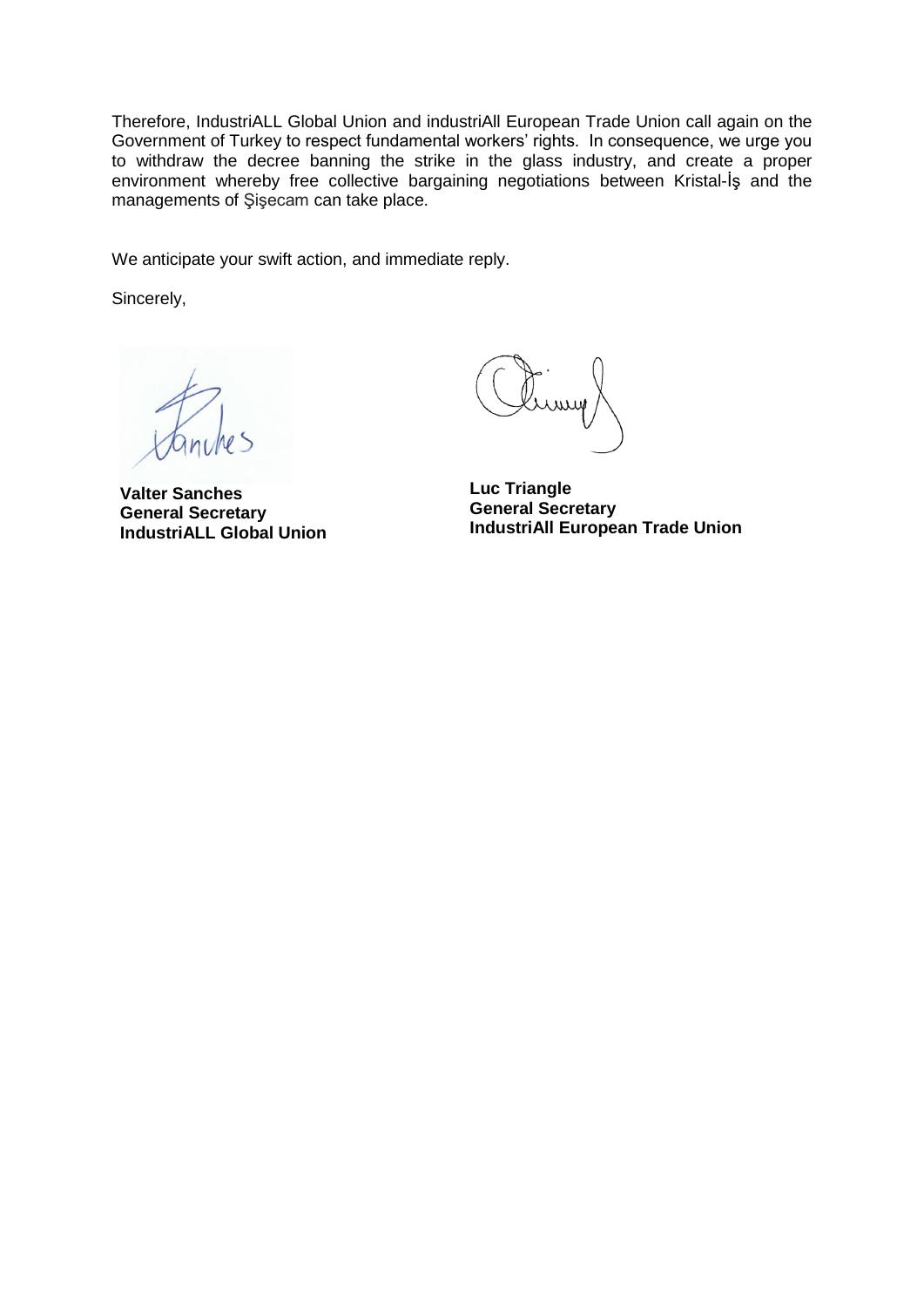Therefore, IndustriALL Global Union and industriAll European Trade Union call again on the Government of Turkey to respect fundamental workers' rights. In consequence, we urge you to withdraw the decree banning the strike in the glass industry, and create a proper environment whereby free collective bargaining negotiations between Kristal-İş and the managements of Şişecam can take place.

We anticipate your swift action, and immediate reply.

Sincerely,

**Valter Sanches**
**General Secretary**
**IndustriALL Global Union**

**Luc Triangle**
**General Secretary**
**IndustriAll European Trade Union**